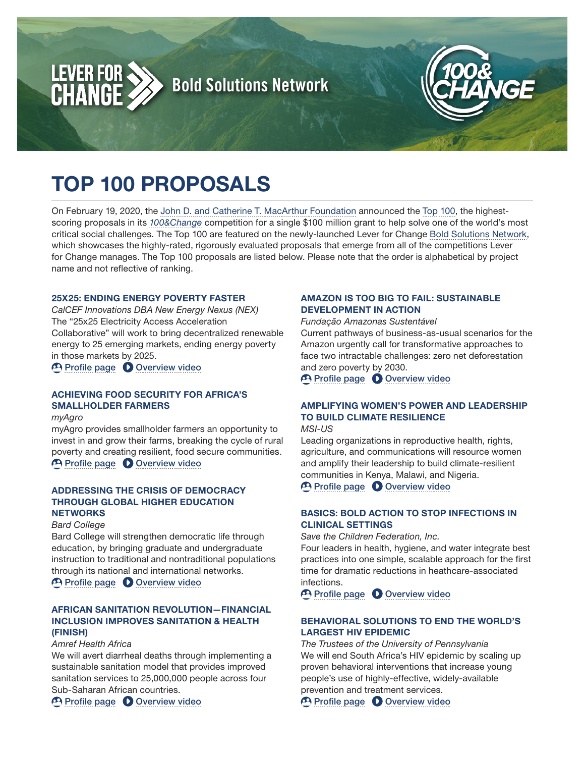LEVER FOR CHANGE Bold Solutions Network

100&CHANGE

# TOP 100 PROPOSALS

On February 19, 2020, the John D. and Catherine T. MacArthur Foundation announced the Top 100, the highest-scoring proposals in its *100&Change* competition for a single $100 million grant to help solve one of the world's most critical social challenges. The Top 100 are featured on the newly-launched Lever for Change Bold Solutions Network, which showcases the highly-rated, rigorously evaluated proposals that emerge from all of the competitions Lever for Change manages. The Top 100 proposals are listed below. Please note that the order is alphabetical by project name and not reflective of ranking.

### 25X25: ENDING ENERGY POVERTY FASTER

*CalCEF Innovations DBA New Energy Nexus (NEX)*

The "25x25 Electricity Access Acceleration Collaborative" will work to bring decentralized renewable energy to 25 emerging markets, ending energy poverty in those markets by 2025.

Profile page | Overview video

### ACHIEVING FOOD SECURITY FOR AFRICA'S SMALLHOLDER FARMERS

*myAgro*

myAgro provides smallholder farmers an opportunity to invest in and grow their farms, breaking the cycle of rural poverty and creating resilient, food secure communities.

Profile page | Overview video

### ADDRESSING THE CRISIS OF DEMOCRACY THROUGH GLOBAL HIGHER EDUCATION NETWORKS

*Bard College*

Bard College will strengthen democratic life through education, by bringing graduate and undergraduate instruction to traditional and nontraditional populations through its national and international networks.

Profile page | Overview video

### AFRICAN SANITATION REVOLUTION—FINANCIAL INCLUSION IMPROVES SANITATION & HEALTH (FINISH)

*Amref Health Africa*

We will avert diarrheal deaths through implementing a sustainable sanitation model that provides improved sanitation services to 25,000,000 people across four Sub-Saharan African countries.

Profile page | Overview video

### AMAZON IS TOO BIG TO FAIL: SUSTAINABLE DEVELOPMENT IN ACTION

*Fundação Amazonas Sustentável*

Current pathways of business-as-usual scenarios for the Amazon urgently call for transformative approaches to face two intractable challenges: zero net deforestation and zero poverty by 2030.

Profile page | Overview video

### AMPLIFYING WOMEN'S POWER AND LEADERSHIP TO BUILD CLIMATE RESILIENCE

*MSI-US*

Leading organizations in reproductive health, rights, agriculture, and communications will resource women and amplify their leadership to build climate-resilient communities in Kenya, Malawi, and Nigeria.

Profile page | Overview video

### BASICS: BOLD ACTION TO STOP INFECTIONS IN CLINICAL SETTINGS

*Save the Children Federation, Inc.*

Four leaders in health, hygiene, and water integrate best practices into one simple, scalable approach for the first time for dramatic reductions in heathcare-associated infections.

Profile page | Overview video

### BEHAVIORAL SOLUTIONS TO END THE WORLD'S LARGEST HIV EPIDEMIC

*The Trustees of the University of Pennsylvania*

We will end South Africa's HIV epidemic by scaling up proven behavioral interventions that increase young people's use of highly-effective, widely-available prevention and treatment services.

Profile page | Overview video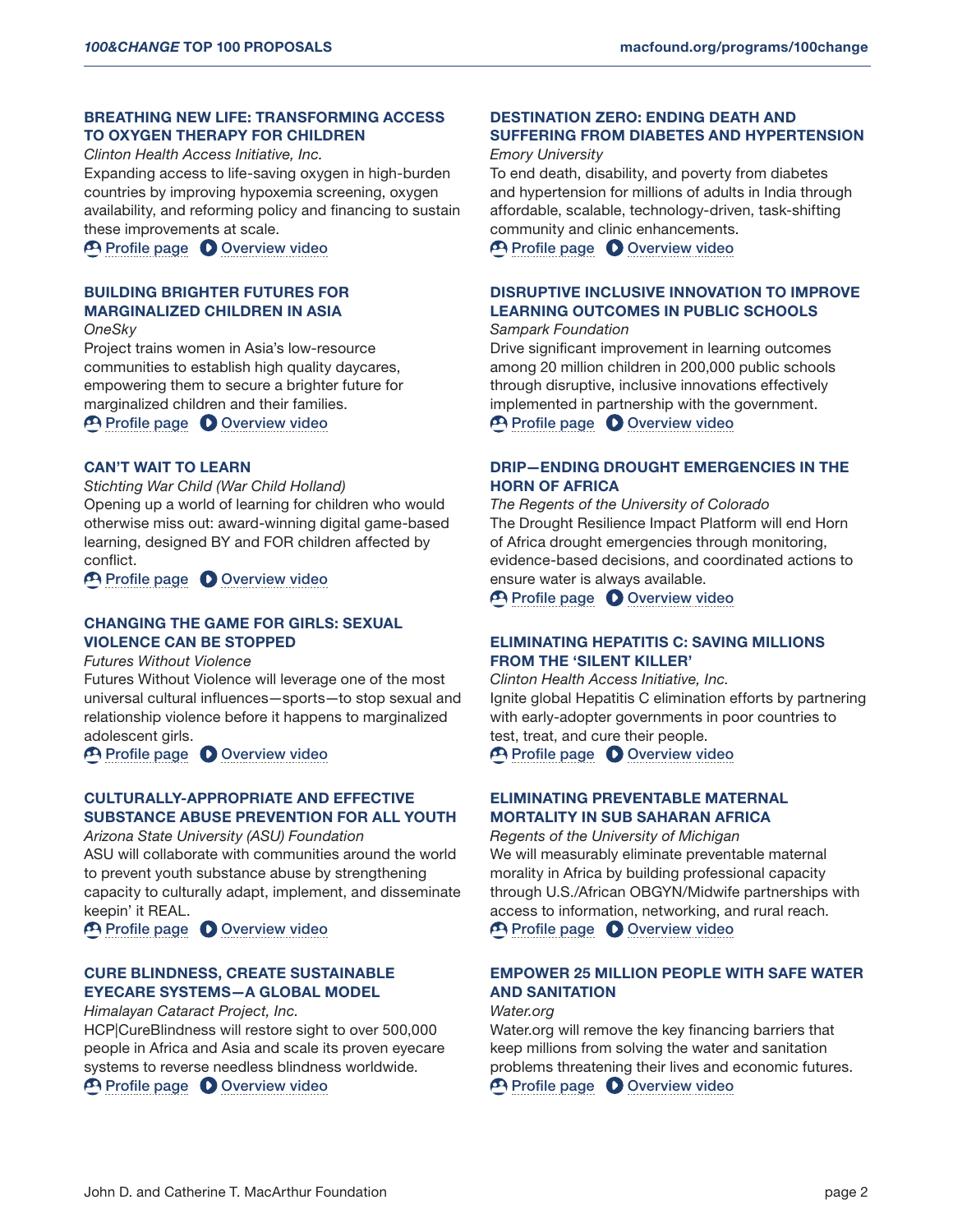### BREATHING NEW LIFE: TRANSFORMING ACCESS TO OXYGEN THERAPY FOR CHILDREN

*Clinton Health Access Initiative, Inc.*

Expanding access to life-saving oxygen in high-burden countries by improving hypoxemia screening, oxygen availability, and reforming policy and financing to sustain these improvements at scale.

Profile page | Overview video

### BUILDING BRIGHTER FUTURES FOR MARGINALIZED CHILDREN IN ASIA

*OneSky*

Project trains women in Asia's low-resource communities to establish high quality daycares, empowering them to secure a brighter future for marginalized children and their families.

Profile page | Overview video

### CAN'T WAIT TO LEARN

*Stichting War Child (War Child Holland)*

Opening up a world of learning for children who would otherwise miss out: award-winning digital game-based learning, designed BY and FOR children affected by conflict.

Profile page | Overview video

### CHANGING THE GAME FOR GIRLS: SEXUAL VIOLENCE CAN BE STOPPED

*Futures Without Violence*

Futures Without Violence will leverage one of the most universal cultural influences—sports—to stop sexual and relationship violence before it happens to marginalized adolescent girls.

Profile page | Overview video

### CULTURALLY-APPROPRIATE AND EFFECTIVE SUBSTANCE ABUSE PREVENTION FOR ALL YOUTH

*Arizona State University (ASU) Foundation*

ASU will collaborate with communities around the world to prevent youth substance abuse by strengthening capacity to culturally adapt, implement, and disseminate keepin' it REAL.

Profile page | Overview video

### CURE BLINDNESS, CREATE SUSTAINABLE EYECARE SYSTEMS—A GLOBAL MODEL

*Himalayan Cataract Project, Inc.*

HCP|CureBlindness will restore sight to over 500,000 people in Africa and Asia and scale its proven eyecare systems to reverse needless blindness worldwide.

Profile page | Overview video

### DESTINATION ZERO: ENDING DEATH AND SUFFERING FROM DIABETES AND HYPERTENSION

*Emory University*

To end death, disability, and poverty from diabetes and hypertension for millions of adults in India through affordable, scalable, technology-driven, task-shifting community and clinic enhancements.

Profile page | Overview video

### DISRUPTIVE INCLUSIVE INNOVATION TO IMPROVE LEARNING OUTCOMES IN PUBLIC SCHOOLS

*Sampark Foundation*

Drive significant improvement in learning outcomes among 20 million children in 200,000 public schools through disruptive, inclusive innovations effectively implemented in partnership with the government.

Profile page | Overview video

### DRIP—ENDING DROUGHT EMERGENCIES IN THE HORN OF AFRICA

*The Regents of the University of Colorado*

The Drought Resilience Impact Platform will end Horn of Africa drought emergencies through monitoring, evidence-based decisions, and coordinated actions to ensure water is always available.

Profile page | Overview video

### ELIMINATING HEPATITIS C: SAVING MILLIONS FROM THE 'SILENT KILLER'

*Clinton Health Access Initiative, Inc.*

Ignite global Hepatitis C elimination efforts by partnering with early-adopter governments in poor countries to test, treat, and cure their people.

Profile page | Overview video

### ELIMINATING PREVENTABLE MATERNAL MORTALITY IN SUB SAHARAN AFRICA

*Regents of the University of Michigan*

We will measurably eliminate preventable maternal morality in Africa by building professional capacity through U.S./African OBGYN/Midwife partnerships with access to information, networking, and rural reach.

Profile page | Overview video

### EMPOWER 25 MILLION PEOPLE WITH SAFE WATER AND SANITATION

*Water.org*

Water.org will remove the key financing barriers that keep millions from solving the water and sanitation problems threatening their lives and economic futures.

Profile page | Overview video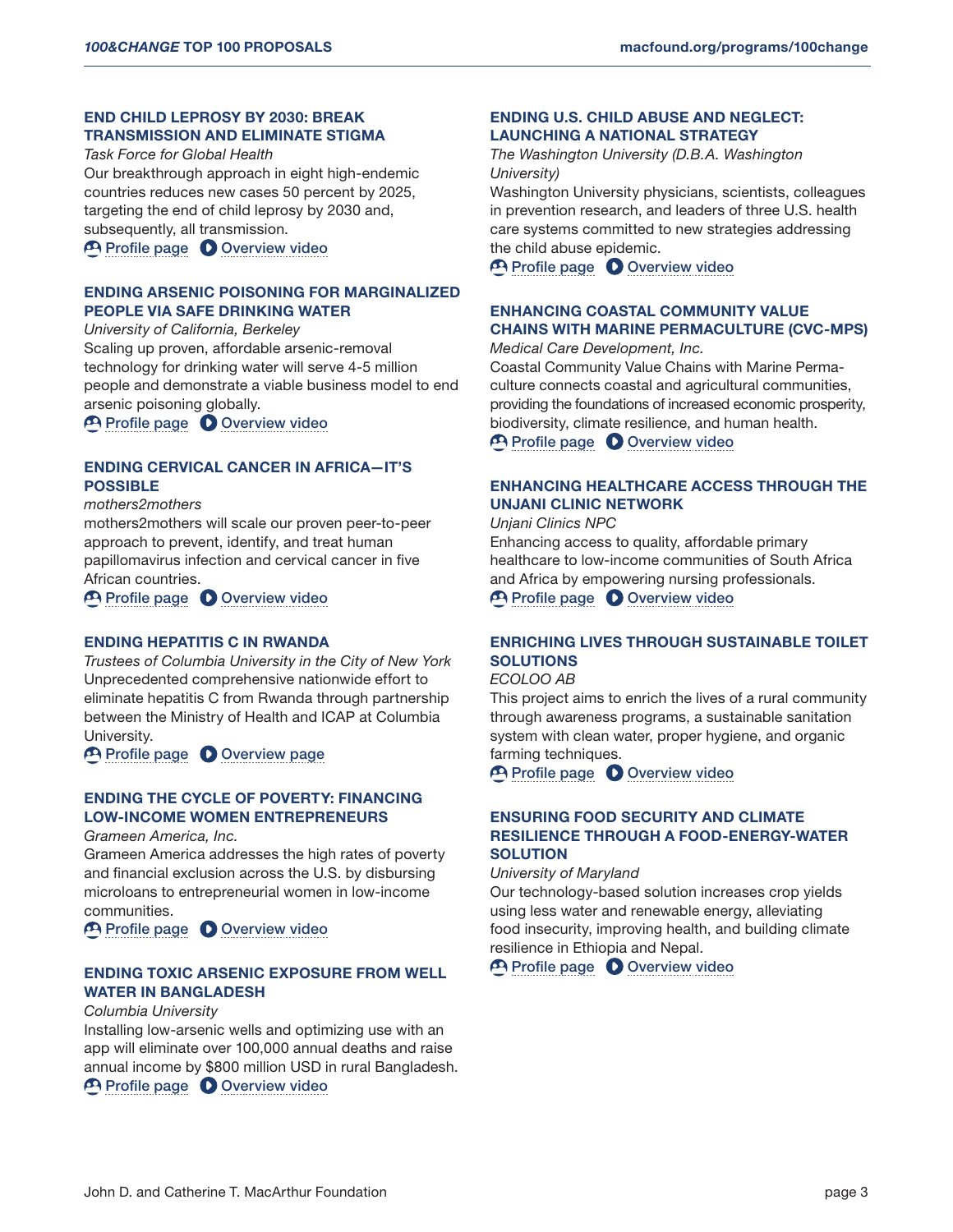### END CHILD LEPROSY BY 2030: BREAK TRANSMISSION AND ELIMINATE STIGMA

*Task Force for Global Health*

Our breakthrough approach in eight high-endemic countries reduces new cases 50 percent by 2025, targeting the end of child leprosy by 2030 and, subsequently, all transmission.

Profile page | Overview video

### ENDING ARSENIC POISONING FOR MARGINALIZED PEOPLE VIA SAFE DRINKING WATER

*University of California, Berkeley*

Scaling up proven, affordable arsenic-removal technology for drinking water will serve 4-5 million people and demonstrate a viable business model to end arsenic poisoning globally.

Profile page | Overview video

### ENDING CERVICAL CANCER IN AFRICA—IT'S POSSIBLE

*mothers2mothers*

mothers2mothers will scale our proven peer-to-peer approach to prevent, identify, and treat human papillomavirus infection and cervical cancer in five African countries.

Profile page | Overview video

### ENDING HEPATITIS C IN RWANDA

*Trustees of Columbia University in the City of New York*

Unprecedented comprehensive nationwide effort to eliminate hepatitis C from Rwanda through partnership between the Ministry of Health and ICAP at Columbia University.

Profile page | Overview page

### ENDING THE CYCLE OF POVERTY: FINANCING LOW-INCOME WOMEN ENTREPRENEURS

*Grameen America, Inc.*

Grameen America addresses the high rates of poverty and financial exclusion across the U.S. by disbursing microloans to entrepreneurial women in low-income communities.

Profile page | Overview video

### ENDING TOXIC ARSENIC EXPOSURE FROM WELL WATER IN BANGLADESH

*Columbia University*

Installing low-arsenic wells and optimizing use with an app will eliminate over 100,000 annual deaths and raise annual income by $800 million USD in rural Bangladesh.

Profile page | Overview video

### ENDING U.S. CHILD ABUSE AND NEGLECT: LAUNCHING A NATIONAL STRATEGY

*The Washington University (D.B.A. Washington University)*

Washington University physicians, scientists, colleagues in prevention research, and leaders of three U.S. health care systems committed to new strategies addressing the child abuse epidemic.

Profile page | Overview video

### ENHANCING COASTAL COMMUNITY VALUE CHAINS WITH MARINE PERMACULTURE (CVC-MPS)

*Medical Care Development, Inc.*

Coastal Community Value Chains with Marine Permaculture connects coastal and agricultural communities, providing the foundations of increased economic prosperity, biodiversity, climate resilience, and human health.

Profile page | Overview video

### ENHANCING HEALTHCARE ACCESS THROUGH THE UNJANI CLINIC NETWORK

*Unjani Clinics NPC*

Enhancing access to quality, affordable primary healthcare to low-income communities of South Africa and Africa by empowering nursing professionals.

Profile page | Overview video

### ENRICHING LIVES THROUGH SUSTAINABLE TOILET SOLUTIONS

*ECOLOO AB*

This project aims to enrich the lives of a rural community through awareness programs, a sustainable sanitation system with clean water, proper hygiene, and organic farming techniques.

Profile page | Overview video

### ENSURING FOOD SECURITY AND CLIMATE RESILIENCE THROUGH A FOOD-ENERGY-WATER SOLUTION

*University of Maryland*

Our technology-based solution increases crop yields using less water and renewable energy, alleviating food insecurity, improving health, and building climate resilience in Ethiopia and Nepal.

Profile page | Overview video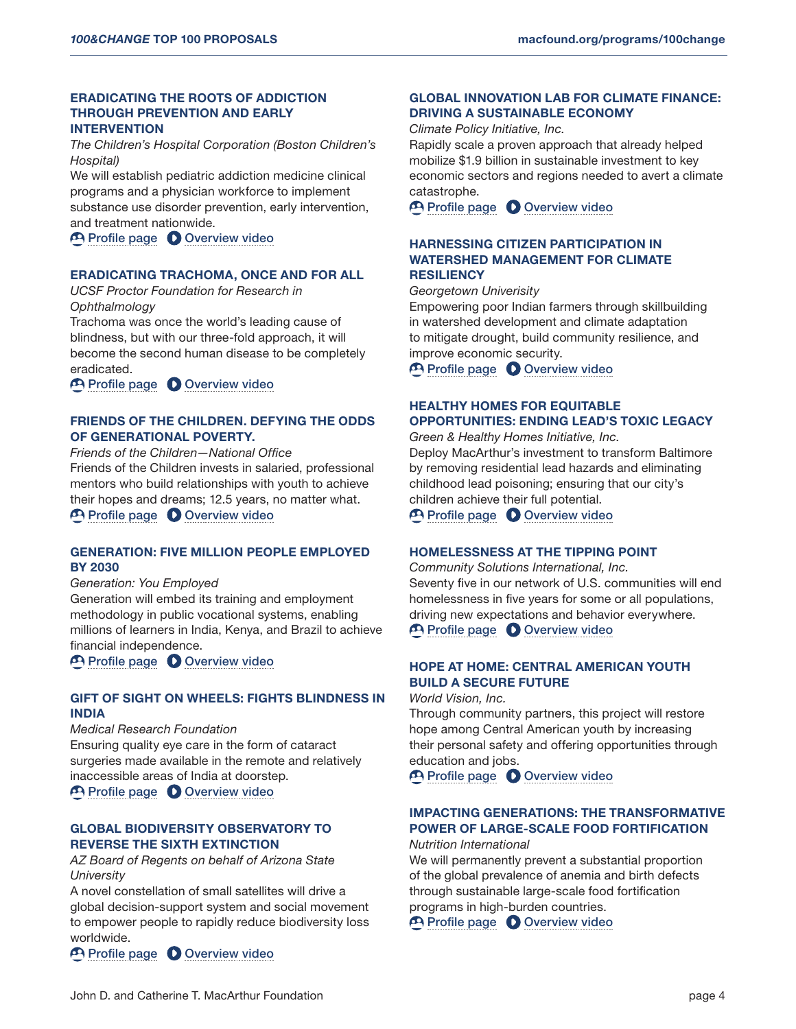### ERADICATING THE ROOTS OF ADDICTION THROUGH PREVENTION AND EARLY INTERVENTION

*The Children's Hospital Corporation (Boston Children's Hospital)*

We will establish pediatric addiction medicine clinical programs and a physician workforce to implement substance use disorder prevention, early intervention, and treatment nationwide.

Profile page Overview video

### ERADICATING TRACHOMA, ONCE AND FOR ALL

*UCSF Proctor Foundation for Research in Ophthalmology*

Trachoma was once the world's leading cause of blindness, but with our three-fold approach, it will become the second human disease to be completely eradicated.

Profile page Overview video

### FRIENDS OF THE CHILDREN. DEFYING THE ODDS OF GENERATIONAL POVERTY.

*Friends of the Children—National Office*

Friends of the Children invests in salaried, professional mentors who build relationships with youth to achieve their hopes and dreams; 12.5 years, no matter what.

Profile page Overview video

### GENERATION: FIVE MILLION PEOPLE EMPLOYED BY 2030

*Generation: You Employed*

Generation will embed its training and employment methodology in public vocational systems, enabling millions of learners in India, Kenya, and Brazil to achieve financial independence.

Profile page Overview video

### GIFT OF SIGHT ON WHEELS: FIGHTS BLINDNESS IN INDIA

*Medical Research Foundation*

Ensuring quality eye care in the form of cataract surgeries made available in the remote and relatively inaccessible areas of India at doorstep.

Profile page Overview video

### GLOBAL BIODIVERSITY OBSERVATORY TO REVERSE THE SIXTH EXTINCTION

*AZ Board of Regents on behalf of Arizona State University*

A novel constellation of small satellites will drive a global decision-support system and social movement to empower people to rapidly reduce biodiversity loss worldwide.

Profile page Overview video

### GLOBAL INNOVATION LAB FOR CLIMATE FINANCE: DRIVING A SUSTAINABLE ECONOMY

*Climate Policy Initiative, Inc.*

Rapidly scale a proven approach that already helped mobilize $1.9 billion in sustainable investment to key economic sectors and regions needed to avert a climate catastrophe.

Profile page Overview video

### HARNESSING CITIZEN PARTICIPATION IN WATERSHED MANAGEMENT FOR CLIMATE RESILIENCY

*Georgetown University*

Empowering poor Indian farmers through skillbuilding in watershed development and climate adaptation to mitigate drought, build community resilience, and improve economic security.

Profile page Overview video

### HEALTHY HOMES FOR EQUITABLE OPPORTUNITIES: ENDING LEAD'S TOXIC LEGACY

*Green & Healthy Homes Initiative, Inc.*

Deploy MacArthur's investment to transform Baltimore by removing residential lead hazards and eliminating childhood lead poisoning; ensuring that our city's children achieve their full potential.

Profile page Overview video

### HOMELESSNESS AT THE TIPPING POINT

*Community Solutions International, Inc.*

Seventy five in our network of U.S. communities will end homelessness in five years for some or all populations, driving new expectations and behavior everywhere.

Profile page Overview video

### HOPE AT HOME: CENTRAL AMERICAN YOUTH BUILD A SECURE FUTURE

*World Vision, Inc.*

Through community partners, this project will restore hope among Central American youth by increasing their personal safety and offering opportunities through education and jobs.

Profile page Overview video

### IMPACTING GENERATIONS: THE TRANSFORMATIVE POWER OF LARGE-SCALE FOOD FORTIFICATION

*Nutrition International*

We will permanently prevent a substantial proportion of the global prevalence of anemia and birth defects through sustainable large-scale food fortification programs in high-burden countries.

Profile page Overview video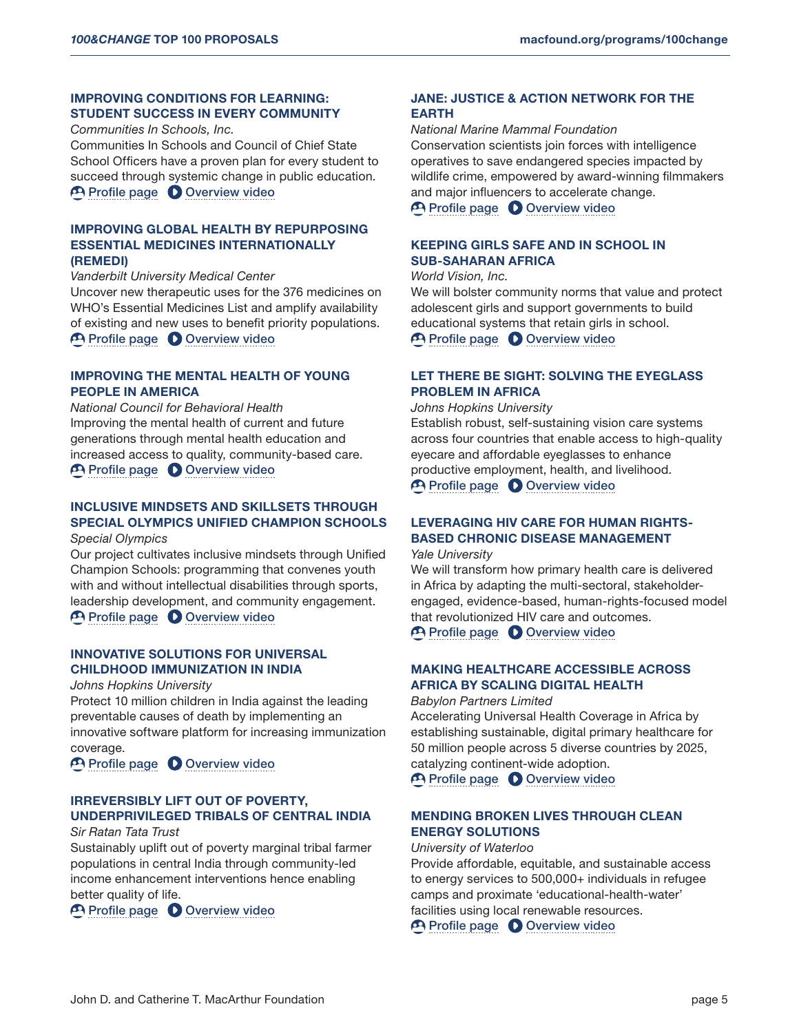### IMPROVING CONDITIONS FOR LEARNING: STUDENT SUCCESS IN EVERY COMMUNITY

*Communities In Schools, Inc.*

Communities In Schools and Council of Chief State School Officers have a proven plan for every student to succeed through systemic change in public education.

Profile page  Overview video

### IMPROVING GLOBAL HEALTH BY REPURPOSING ESSENTIAL MEDICINES INTERNATIONALLY (REMEDI)

*Vanderbilt University Medical Center*

Uncover new therapeutic uses for the 376 medicines on WHO's Essential Medicines List and amplify availability of existing and new uses to benefit priority populations.

Profile page  Overview video

### IMPROVING THE MENTAL HEALTH OF YOUNG PEOPLE IN AMERICA

*National Council for Behavioral Health*

Improving the mental health of current and future generations through mental health education and increased access to quality, community-based care.

Profile page  Overview video

### INCLUSIVE MINDSETS AND SKILLSETS THROUGH SPECIAL OLYMPICS UNIFIED CHAMPION SCHOOLS

*Special Olympics*

Our project cultivates inclusive mindsets through Unified Champion Schools: programming that convenes youth with and without intellectual disabilities through sports, leadership development, and community engagement.

Profile page  Overview video

### INNOVATIVE SOLUTIONS FOR UNIVERSAL CHILDHOOD IMMUNIZATION IN INDIA

*Johns Hopkins University*

Protect 10 million children in India against the leading preventable causes of death by implementing an innovative software platform for increasing immunization coverage.

Profile page  Overview video

### IRREVERSIBLY LIFT OUT OF POVERTY, UNDERPRIVILEGED TRIBALS OF CENTRAL INDIA

*Sir Ratan Tata Trust*

Sustainably uplift out of poverty marginal tribal farmer populations in central India through community-led income enhancement interventions hence enabling better quality of life.

Profile page  Overview video

### JANE: JUSTICE & ACTION NETWORK FOR THE EARTH

*National Marine Mammal Foundation*

Conservation scientists join forces with intelligence operatives to save endangered species impacted by wildlife crime, empowered by award-winning filmmakers and major influencers to accelerate change.

Profile page  Overview video

### KEEPING GIRLS SAFE AND IN SCHOOL IN SUB-SAHARAN AFRICA

*World Vision, Inc.*

We will bolster community norms that value and protect adolescent girls and support governments to build educational systems that retain girls in school.

Profile page  Overview video

### LET THERE BE SIGHT: SOLVING THE EYEGLASS PROBLEM IN AFRICA

*Johns Hopkins University*

Establish robust, self-sustaining vision care systems across four countries that enable access to high-quality eyecare and affordable eyeglasses to enhance productive employment, health, and livelihood.

Profile page  Overview video

### LEVERAGING HIV CARE FOR HUMAN RIGHTS-BASED CHRONIC DISEASE MANAGEMENT

*Yale University*

We will transform how primary health care is delivered in Africa by adapting the multi-sectoral, stakeholder-engaged, evidence-based, human-rights-focused model that revolutionized HIV care and outcomes.

Profile page  Overview video

### MAKING HEALTHCARE ACCESSIBLE ACROSS AFRICA BY SCALING DIGITAL HEALTH

*Babylon Partners Limited*

Accelerating Universal Health Coverage in Africa by establishing sustainable, digital primary healthcare for 50 million people across 5 diverse countries by 2025, catalyzing continent-wide adoption.

Profile page  Overview video

### MENDING BROKEN LIVES THROUGH CLEAN ENERGY SOLUTIONS

*University of Waterloo*

Provide affordable, equitable, and sustainable access to energy services to 500,000+ individuals in refugee camps and proximate 'educational-health-water' facilities using local renewable resources.

Profile page  Overview video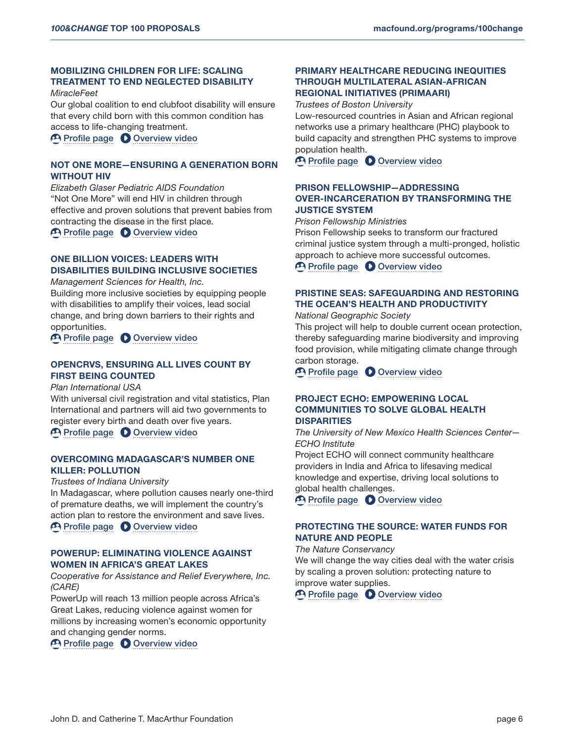### MOBILIZING CHILDREN FOR LIFE: SCALING TREATMENT TO END NEGLECTED DISABILITY

*MiracleFeet*

Our global coalition to end clubfoot disability will ensure that every child born with this common condition has access to life-changing treatment.

Profile page  Overview video

### NOT ONE MORE—ENSURING A GENERATION BORN WITHOUT HIV

*Elizabeth Glaser Pediatric AIDS Foundation*

"Not One More" will end HIV in children through effective and proven solutions that prevent babies from contracting the disease in the first place.

Profile page  Overview video

### ONE BILLION VOICES: LEADERS WITH DISABILITIES BUILDING INCLUSIVE SOCIETIES

*Management Sciences for Health, Inc.*

Building more inclusive societies by equipping people with disabilities to amplify their voices, lead social change, and bring down barriers to their rights and opportunities.

Profile page  Overview video

### OPENCRVS, ENSURING ALL LIVES COUNT BY FIRST BEING COUNTED

*Plan International USA*

With universal civil registration and vital statistics, Plan International and partners will aid two governments to register every birth and death over five years.

Profile page  Overview video

### OVERCOMING MADAGASCAR'S NUMBER ONE KILLER: POLLUTION

*Trustees of Indiana University*

In Madagascar, where pollution causes nearly one-third of premature deaths, we will implement the country's action plan to restore the environment and save lives.

Profile page  Overview video

### POWERUP: ELIMINATING VIOLENCE AGAINST WOMEN IN AFRICA'S GREAT LAKES

*Cooperative for Assistance and Relief Everywhere, Inc. (CARE)*

PowerUp will reach 13 million people across Africa's Great Lakes, reducing violence against women for millions by increasing women's economic opportunity and changing gender norms.

Profile page  Overview video

### PRIMARY HEALTHCARE REDUCING INEQUITIES THROUGH MULTILATERAL ASIAN-AFRICAN REGIONAL INITIATIVES (PRIMAARI)

*Trustees of Boston University*

Low-resourced countries in Asian and African regional networks use a primary healthcare (PHC) playbook to build capacity and strengthen PHC systems to improve population health.

Profile page  Overview video

### PRISON FELLOWSHIP—ADDRESSING OVER-INCARCERATION BY TRANSFORMING THE JUSTICE SYSTEM

*Prison Fellowship Ministries*

Prison Fellowship seeks to transform our fractured criminal justice system through a multi-pronged, holistic approach to achieve more successful outcomes.

Profile page  Overview video

### PRISTINE SEAS: SAFEGUARDING AND RESTORING THE OCEAN'S HEALTH AND PRODUCTIVITY

*National Geographic Society*

This project will help to double current ocean protection, thereby safeguarding marine biodiversity and improving food provision, while mitigating climate change through carbon storage.

Profile page  Overview video

### PROJECT ECHO: EMPOWERING LOCAL COMMUNITIES TO SOLVE GLOBAL HEALTH DISPARITIES

*The University of New Mexico Health Sciences Center—ECHO Institute*

Project ECHO will connect community healthcare providers in India and Africa to lifesaving medical knowledge and expertise, driving local solutions to global health challenges.

Profile page  Overview video

### PROTECTING THE SOURCE: WATER FUNDS FOR NATURE AND PEOPLE

*The Nature Conservancy*

We will change the way cities deal with the water crisis by scaling a proven solution: protecting nature to improve water supplies.

Profile page  Overview video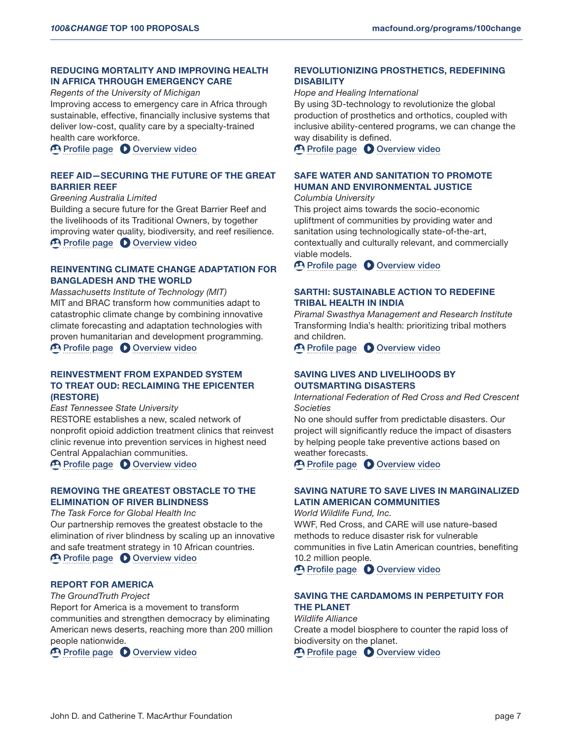### REDUCING MORTALITY AND IMPROVING HEALTH IN AFRICA THROUGH EMERGENCY CARE

*Regents of the University of Michigan*

Improving access to emergency care in Africa through sustainable, effective, financially inclusive systems that deliver low-cost, quality care by a specialty-trained health care workforce.

Profile page  Overview video

### REEF AID—SECURING THE FUTURE OF THE GREAT BARRIER REEF

*Greening Australia Limited*

Building a secure future for the Great Barrier Reef and the livelihoods of its Traditional Owners, by together improving water quality, biodiversity, and reef resilience.

Profile page  Overview video

### REINVENTING CLIMATE CHANGE ADAPTATION FOR BANGLADESH AND THE WORLD

*Massachusetts Institute of Technology (MIT)*

MIT and BRAC transform how communities adapt to catastrophic climate change by combining innovative climate forecasting and adaptation technologies with proven humanitarian and development programming.

Profile page  Overview video

### REINVESTMENT FROM EXPANDED SYSTEM TO TREAT OUD: RECLAIMING THE EPICENTER (RESTORE)

*East Tennessee State University*

RESTORE establishes a new, scaled network of nonprofit opioid addiction treatment clinics that reinvest clinic revenue into prevention services in highest need Central Appalachian communities.

Profile page  Overview video

### REMOVING THE GREATEST OBSTACLE TO THE ELIMINATION OF RIVER BLINDNESS

*The Task Force for Global Health Inc*

Our partnership removes the greatest obstacle to the elimination of river blindness by scaling up an innovative and safe treatment strategy in 10 African countries.

Profile page  Overview video

### REPORT FOR AMERICA

*The GroundTruth Project*

Report for America is a movement to transform communities and strengthen democracy by eliminating American news deserts, reaching more than 200 million people nationwide.

Profile page  Overview video

### REVOLUTIONIZING PROSTHETICS, REDEFINING DISABILITY

*Hope and Healing International*

By using 3D-technology to revolutionize the global production of prosthetics and orthotics, coupled with inclusive ability-centered programs, we can change the way disability is defined.

Profile page  Overview video

### SAFE WATER AND SANITATION TO PROMOTE HUMAN AND ENVIRONMENTAL JUSTICE

*Columbia University*

This project aims towards the socio-economic upliftment of communities by providing water and sanitation using technologically state-of-the-art, contextually and culturally relevant, and commercially viable models.

Profile page  Overview video

### SARTHI: SUSTAINABLE ACTION TO REDEFINE TRIBAL HEALTH IN INDIA

*Piramal Swasthya Management and Research Institute*

Transforming India's health: prioritizing tribal mothers and children.

Profile page  Overview video

### SAVING LIVES AND LIVELIHOODS BY OUTSMARTING DISASTERS

*International Federation of Red Cross and Red Crescent Societies*

No one should suffer from predictable disasters. Our project will significantly reduce the impact of disasters by helping people take preventive actions based on weather forecasts.

Profile page  Overview video

### SAVING NATURE TO SAVE LIVES IN MARGINALIZED LATIN AMERICAN COMMUNITIES

*World Wildlife Fund, Inc.*

WWF, Red Cross, and CARE will use nature-based methods to reduce disaster risk for vulnerable communities in five Latin American countries, benefiting 10.2 million people.

Profile page  Overview video

### SAVING THE CARDAMOMS IN PERPETUITY FOR THE PLANET

*Wildlife Alliance*

Create a model biosphere to counter the rapid loss of biodiversity on the planet.

Profile page  Overview video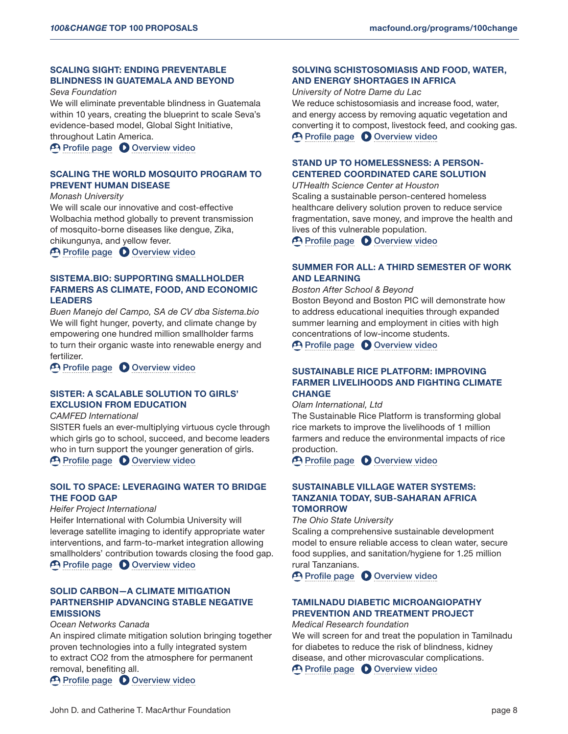### SCALING SIGHT: ENDING PREVENTABLE BLINDNESS IN GUATEMALA AND BEYOND

*Seva Foundation*

We will eliminate preventable blindness in Guatemala within 10 years, creating the blueprint to scale Seva's evidence-based model, Global Sight Initiative, throughout Latin America.

Profile page  Overview video

### SCALING THE WORLD MOSQUITO PROGRAM TO PREVENT HUMAN DISEASE

*Monash University*

We will scale our innovative and cost-effective Wolbachia method globally to prevent transmission of mosquito-borne diseases like dengue, Zika, chikungunya, and yellow fever.

Profile page  Overview video

### SISTEMA.BIO: SUPPORTING SMALLHOLDER FARMERS AS CLIMATE, FOOD, AND ECONOMIC LEADERS

*Buen Manejo del Campo, SA de CV dba Sistema.bio*

We will fight hunger, poverty, and climate change by empowering one hundred million smallholder farms to turn their organic waste into renewable energy and fertilizer.

Profile page  Overview video

### SISTER: A SCALABLE SOLUTION TO GIRLS' EXCLUSION FROM EDUCATION

*CAMFED International*

SISTER fuels an ever-multiplying virtuous cycle through which girls go to school, succeed, and become leaders who in turn support the younger generation of girls.

Profile page  Overview video

### SOIL TO SPACE: LEVERAGING WATER TO BRIDGE THE FOOD GAP

*Heifer Project International*

Heifer International with Columbia University will leverage satellite imaging to identify appropriate water interventions, and farm-to-market integration allowing smallholders' contribution towards closing the food gap.

Profile page  Overview video

### SOLID CARBON—A CLIMATE MITIGATION PARTNERSHIP ADVANCING STABLE NEGATIVE EMISSIONS

*Ocean Networks Canada*

An inspired climate mitigation solution bringing together proven technologies into a fully integrated system to extract $CO_2$ from the atmosphere for permanent removal, benefiting all.

Profile page  Overview video

### SOLVING SCHISTOSOMIASIS AND FOOD, WATER, AND ENERGY SHORTAGES IN AFRICA

*University of Notre Dame du Lac*

We reduce schistosomiasis and increase food, water, and energy access by removing aquatic vegetation and converting it to compost, livestock feed, and cooking gas.

Profile page  Overview video

### STAND UP TO HOMELESSNESS: A PERSON-CENTERED COORDINATED CARE SOLUTION

*UTHealth Science Center at Houston*

Scaling a sustainable person-centered homeless healthcare delivery solution proven to reduce service fragmentation, save money, and improve the health and lives of this vulnerable population.

Profile page  Overview video

### SUMMER FOR ALL: A THIRD SEMESTER OF WORK AND LEARNING

*Boston After School & Beyond*

Boston Beyond and Boston PIC will demonstrate how to address educational inequities through expanded summer learning and employment in cities with high concentrations of low-income students.

Profile page  Overview video

### SUSTAINABLE RICE PLATFORM: IMPROVING FARMER LIVELIHOODS AND FIGHTING CLIMATE CHANGE

*Olam International, Ltd*

The Sustainable Rice Platform is transforming global rice markets to improve the livelihoods of 1 million farmers and reduce the environmental impacts of rice production.

Profile page  Overview video

### SUSTAINABLE VILLAGE WATER SYSTEMS: TANZANIA TODAY, SUB-SAHARAN AFRICA TOMORROW

*The Ohio State University*

Scaling a comprehensive sustainable development model to ensure reliable access to clean water, secure food supplies, and sanitation/hygiene for 1.25 million rural Tanzanians.

Profile page  Overview video

### TAMILNADU DIABETIC MICROANGIOPATHY PREVENTION AND TREATMENT PROJECT

*Medical Research foundation*

We will screen for and treat the population in Tamilnadu for diabetes to reduce the risk of blindness, kidney disease, and other microvascular complications.

Profile page  Overview video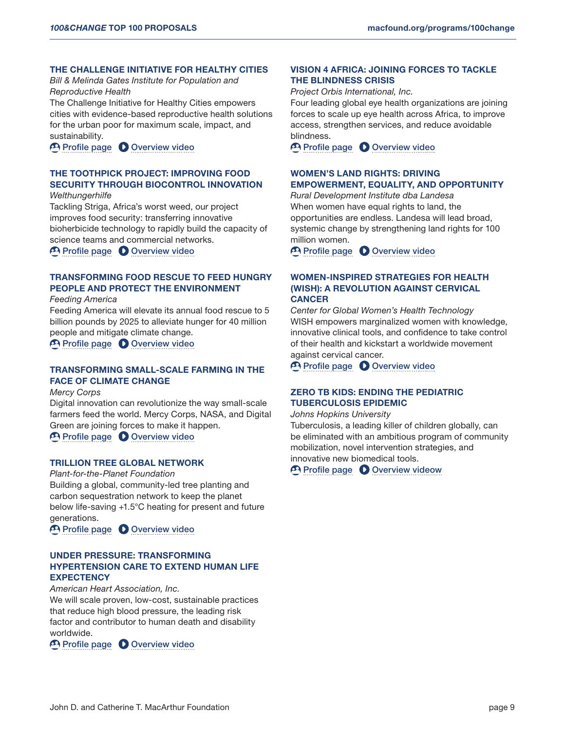### THE CHALLENGE INITIATIVE FOR HEALTHY CITIES

*Bill & Melinda Gates Institute for Population and Reproductive Health*

The Challenge Initiative for Healthy Cities empowers cities with evidence-based reproductive health solutions for the urban poor for maximum scale, impact, and sustainability.

Profile page Overview video

### THE TOOTHPICK PROJECT: IMPROVING FOOD SECURITY THROUGH BIOCONTROL INNOVATION

*Welthungerhilfe*

Tackling Striga, Africa's worst weed, our project improves food security: transferring innovative bioherbicide technology to rapidly build the capacity of science teams and commercial networks.

Profile page Overview video

### TRANSFORMING FOOD RESCUE TO FEED HUNGRY PEOPLE AND PROTECT THE ENVIRONMENT

*Feeding America*

Feeding America will elevate its annual food rescue to 5 billion pounds by 2025 to alleviate hunger for 40 million people and mitigate climate change.

Profile page Overview video

### TRANSFORMING SMALL-SCALE FARMING IN THE FACE OF CLIMATE CHANGE

*Mercy Corps*

Digital innovation can revolutionize the way small-scale farmers feed the world. Mercy Corps, NASA, and Digital Green are joining forces to make it happen.

Profile page Overview video

### TRILLION TREE GLOBAL NETWORK

*Plant-for-the-Planet Foundation*

Building a global, community-led tree planting and carbon sequestration network to keep the planet below life-saving +1.5°C heating for present and future generations.

Profile page Overview video

### UNDER PRESSURE: TRANSFORMING HYPERTENSION CARE TO EXTEND HUMAN LIFE EXPECTENCY

*American Heart Association, Inc.*

We will scale proven, low-cost, sustainable practices that reduce high blood pressure, the leading risk factor and contributor to human death and disability worldwide.

Profile page Overview video

### VISION 4 AFRICA: JOINING FORCES TO TACKLE THE BLINDNESS CRISIS

*Project Orbis International, Inc.*

Four leading global eye health organizations are joining forces to scale up eye health across Africa, to improve access, strengthen services, and reduce avoidable blindness.

Profile page Overview video

### WOMEN'S LAND RIGHTS: DRIVING EMPOWERMENT, EQUALITY, AND OPPORTUNITY

*Rural Development Institute dba Landesa*

When women have equal rights to land, the opportunities are endless. Landesa will lead broad, systemic change by strengthening land rights for 100 million women.

Profile page Overview video

### WOMEN-INSPIRED STRATEGIES FOR HEALTH (WISH): A REVOLUTION AGAINST CERVICAL CANCER

*Center for Global Women's Health Technology*

WISH empowers marginalized women with knowledge, innovative clinical tools, and confidence to take control of their health and kickstart a worldwide movement against cervical cancer.

Profile page Overview video

### ZERO TB KIDS: ENDING THE PEDIATRIC TUBERCULOSIS EPIDEMIC

*Johns Hopkins University*

Tuberculosis, a leading killer of children globally, can be eliminated with an ambitious program of community mobilization, novel intervention strategies, and innovative new biomedical tools.

Profile page Overview videow